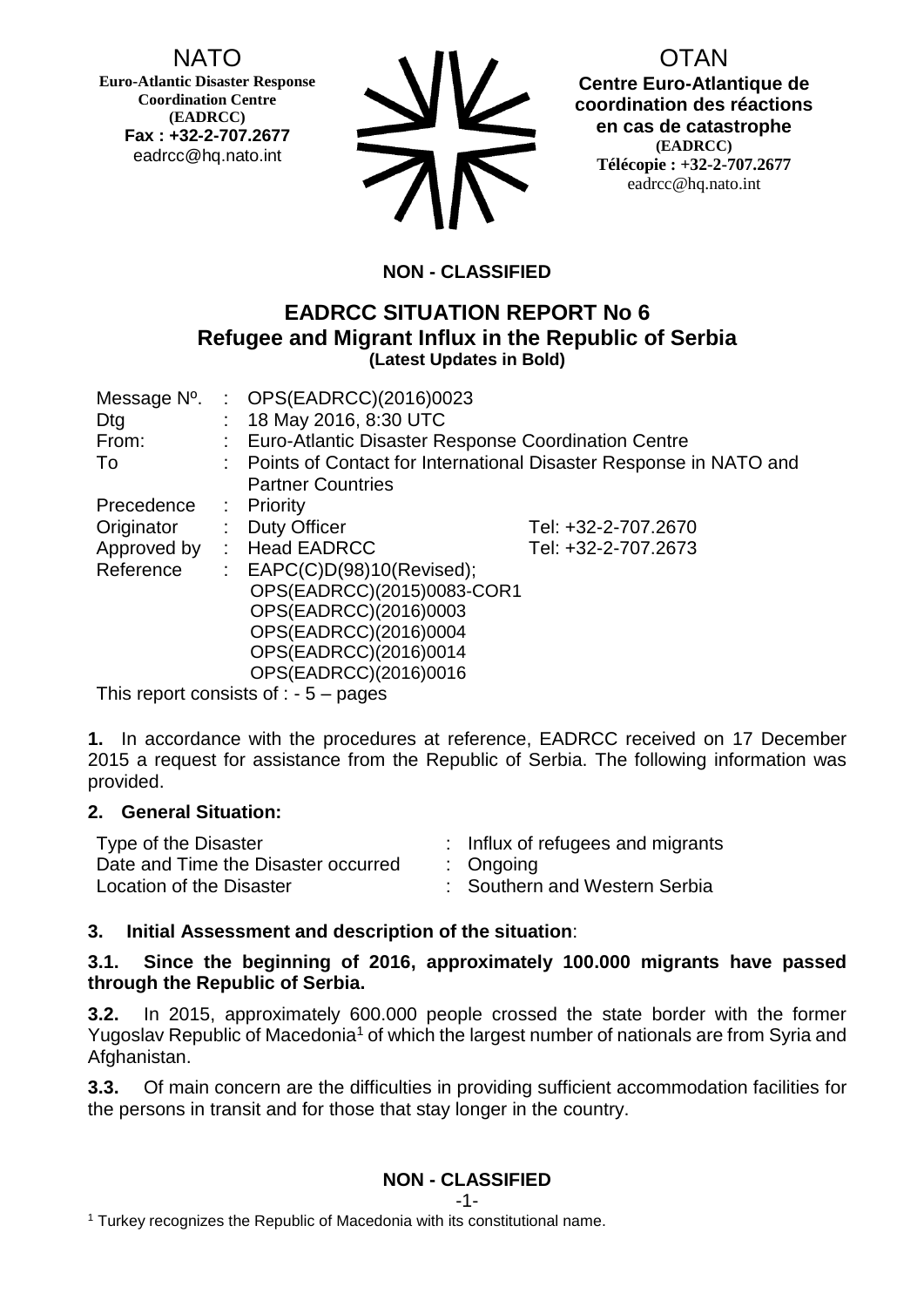NATO
**Euro-Atlantic Disaster Response Coordination Centre (EADRCC)**
**Fax : +32-2-707.2677**
eadrcc@hq.nato.int

OTAN
**Centre Euro-Atlantique de coordination des réactions en cas de catastrophe (EADRCC)**
**Télécopie : +32-2-707.2677**
eadrcc@hq.nato.int

**NON - CLASSIFIED**

## EADRCC SITUATION REPORT No 6
## Refugee and Migrant Influx in the Republic of Serbia
**(Latest Updates in Bold)**

| | | | |
|---|---|---|---|
| Message Nº. | : | OPS(EADRCC)(2016)0023 | |
| Dtg | : | 18 May 2016, 8:30 UTC | |
| From: | : | Euro-Atlantic Disaster Response Coordination Centre | |
| To | : | Points of Contact for International Disaster Response in NATO and Partner Countries | |
| Precedence | : | Priority | |
| Originator | : | Duty Officer | Tel: +32-2-707.2670 |
| Approved by | : | Head EADRCC | Tel: +32-2-707.2673 |
| Reference | : | EAPC(C)D(98)10(Revised); OPS(EADRCC)(2015)0083-COR1 OPS(EADRCC)(2016)0003 OPS(EADRCC)(2016)0004 OPS(EADRCC)(2016)0014 OPS(EADRCC)(2016)0016 | |

This report consists of : - 5 – pages

**1.** In accordance with the procedures at reference, EADRCC received on 17 December 2015 a request for assistance from the Republic of Serbia. The following information was provided.

**2. General Situation:**

| | | |
|---|---|---|
| Type of the Disaster | : | Influx of refugees and migrants |
| Date and Time the Disaster occurred | : | Ongoing |
| Location of the Disaster | : | Southern and Western Serbia |

**3. Initial Assessment and description of the situation**:

**3.1. Since the beginning of 2016, approximately 100.000 migrants have passed through the Republic of Serbia.**

**3.2.** In 2015, approximately 600.000 people crossed the state border with the former Yugoslav Republic of Macedonia[1] of which the largest number of nationals are from Syria and Afghanistan.

**3.3.** Of main concern are the difficulties in providing sufficient accommodation facilities for the persons in transit and for those that stay longer in the country.

**NON - CLASSIFIED**

[1] Turkey recognizes the Republic of Macedonia with its constitutional name.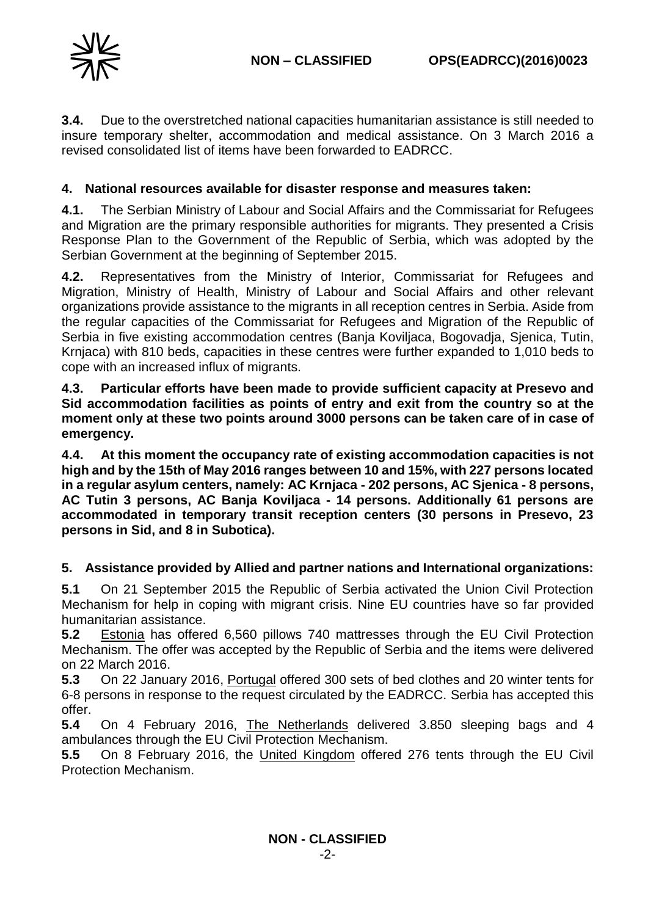**3.4.** Due to the overstretched national capacities humanitarian assistance is still needed to insure temporary shelter, accommodation and medical assistance. On 3 March 2016 a revised consolidated list of items have been forwarded to EADRCC.

## 4. National resources available for disaster response and measures taken:

**4.1.** The Serbian Ministry of Labour and Social Affairs and the Commissariat for Refugees and Migration are the primary responsible authorities for migrants. They presented a Crisis Response Plan to the Government of the Republic of Serbia, which was adopted by the Serbian Government at the beginning of September 2015.

**4.2.** Representatives from the Ministry of Interior, Commissariat for Refugees and Migration, Ministry of Health, Ministry of Labour and Social Affairs and other relevant organizations provide assistance to the migrants in all reception centres in Serbia. Aside from the regular capacities of the Commissariat for Refugees and Migration of the Republic of Serbia in five existing accommodation centres (Banja Koviljaca, Bogovadja, Sjenica, Tutin, Krnjaca) with 810 beds, capacities in these centres were further expanded to 1,010 beds to cope with an increased influx of migrants.

**4.3. Particular efforts have been made to provide sufficient capacity at Presevo and Sid accommodation facilities as points of entry and exit from the country so at the moment only at these two points around 3000 persons can be taken care of in case of emergency.**

**4.4. At this moment the occupancy rate of existing accommodation capacities is not high and by the 15th of May 2016 ranges between 10 and 15%, with 227 persons located in a regular asylum centers, namely: AC Krnjaca - 202 persons, AC Sjenica - 8 persons, AC Tutin 3 persons, AC Banja Koviljaca - 14 persons. Additionally 61 persons are accommodated in temporary transit reception centers (30 persons in Presevo, 23 persons in Sid, and 8 in Subotica).**

## 5. Assistance provided by Allied and partner nations and International organizations:

**5.1** On 21 September 2015 the Republic of Serbia activated the Union Civil Protection Mechanism for help in coping with migrant crisis. Nine EU countries have so far provided humanitarian assistance.

**5.2** Estonia has offered 6,560 pillows 740 mattresses through the EU Civil Protection Mechanism. The offer was accepted by the Republic of Serbia and the items were delivered on 22 March 2016.

**5.3** On 22 January 2016, Portugal offered 300 sets of bed clothes and 20 winter tents for 6-8 persons in response to the request circulated by the EADRCC. Serbia has accepted this offer.

**5.4** On 4 February 2016, The Netherlands delivered 3.850 sleeping bags and 4 ambulances through the EU Civil Protection Mechanism.

**5.5** On 8 February 2016, the United Kingdom offered 276 tents through the EU Civil Protection Mechanism.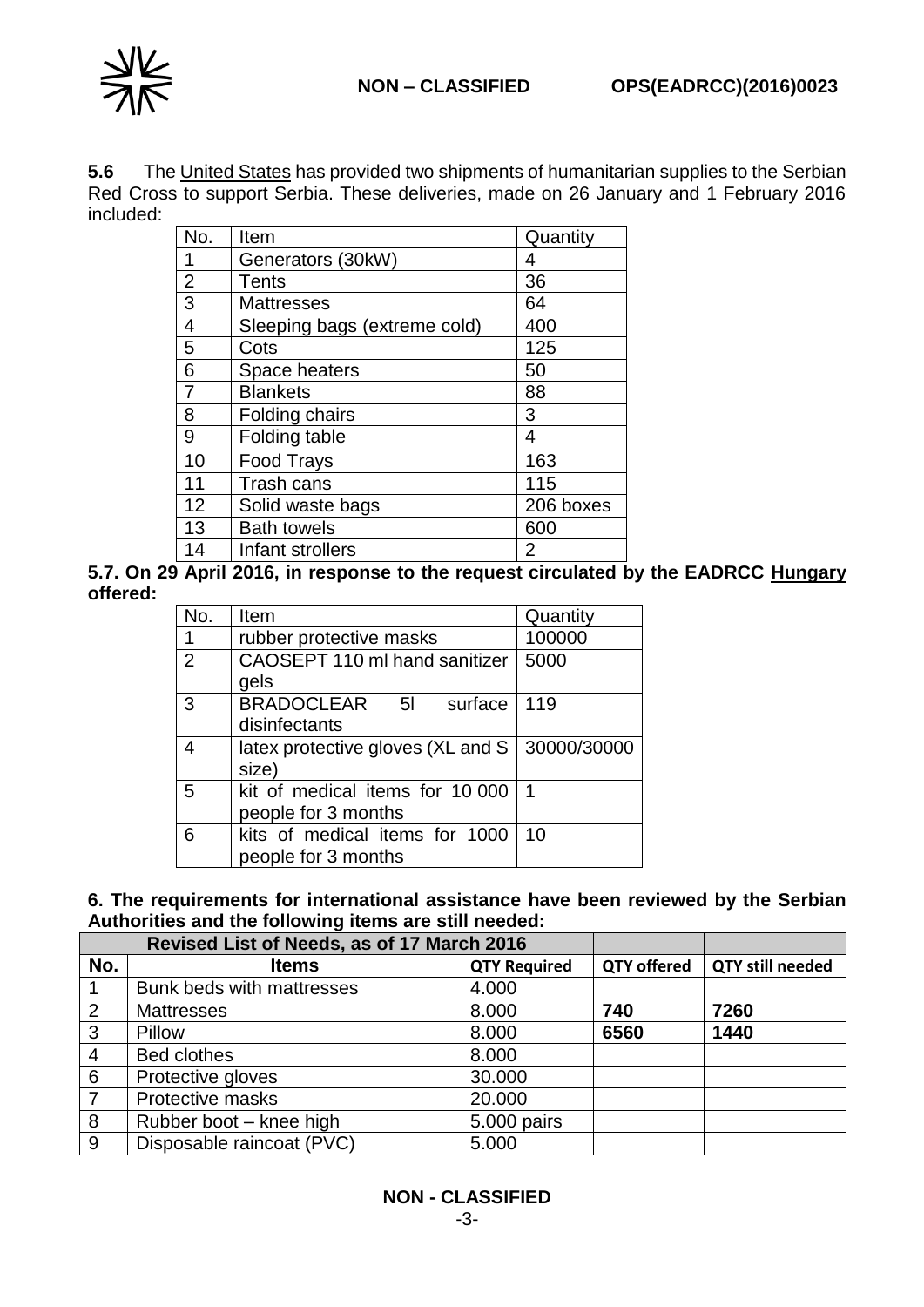**5.6** The United States has provided two shipments of humanitarian supplies to the Serbian Red Cross to support Serbia. These deliveries, made on 26 January and 1 February 2016 included:

| No. | Item | Quantity |
|---|---|---|
| 1 | Generators (30kW) | 4 |
| 2 | Tents | 36 |
| 3 | Mattresses | 64 |
| 4 | Sleeping bags (extreme cold) | 400 |
| 5 | Cots | 125 |
| 6 | Space heaters | 50 |
| 7 | Blankets | 88 |
| 8 | Folding chairs | 3 |
| 9 | Folding table | 4 |
| 10 | Food Trays | 163 |
| 11 | Trash cans | 115 |
| 12 | Solid waste bags | 206 boxes |
| 13 | Bath towels | 600 |
| 14 | Infant strollers | 2 |

**5.7. On 29 April 2016, in response to the request circulated by the EADRCC Hungary offered:**

| No. | Item | Quantity |
|---|---|---|
| 1 | rubber protective masks | 100000 |
| 2 | CAOSEPT 110 ml hand sanitizer gels | 5000 |
| 3 | BRADOCLEAR 5l surface disinfectants | 119 |
| 4 | latex protective gloves (XL and S size) | 30000/30000 |
| 5 | kit of medical items for 10 000 people for 3 months | 1 |
| 6 | kits of medical items for 1000 people for 3 months | 10 |

**6. The requirements for international assistance have been reviewed by the Serbian Authorities and the following items are still needed:**

| Revised List of Needs, as of 17 March 2016 | | | | |
|---|---|---|---|---|
| **No.** | **Items** | **QTY Required** | **QTY offered** | **QTY still needed** |
| 1 | Bunk beds with mattresses | 4.000 | | |
| 2 | Mattresses | 8.000 | **740** | **7260** |
| 3 | Pillow | 8.000 | **6560** | **1440** |
| 4 | Bed clothes | 8.000 | | |
| 6 | Protective gloves | 30.000 | | |
| 7 | Protective masks | 20.000 | | |
| 8 | Rubber boot – knee high | 5.000 pairs | | |
| 9 | Disposable raincoat (PVC) | 5.000 | | |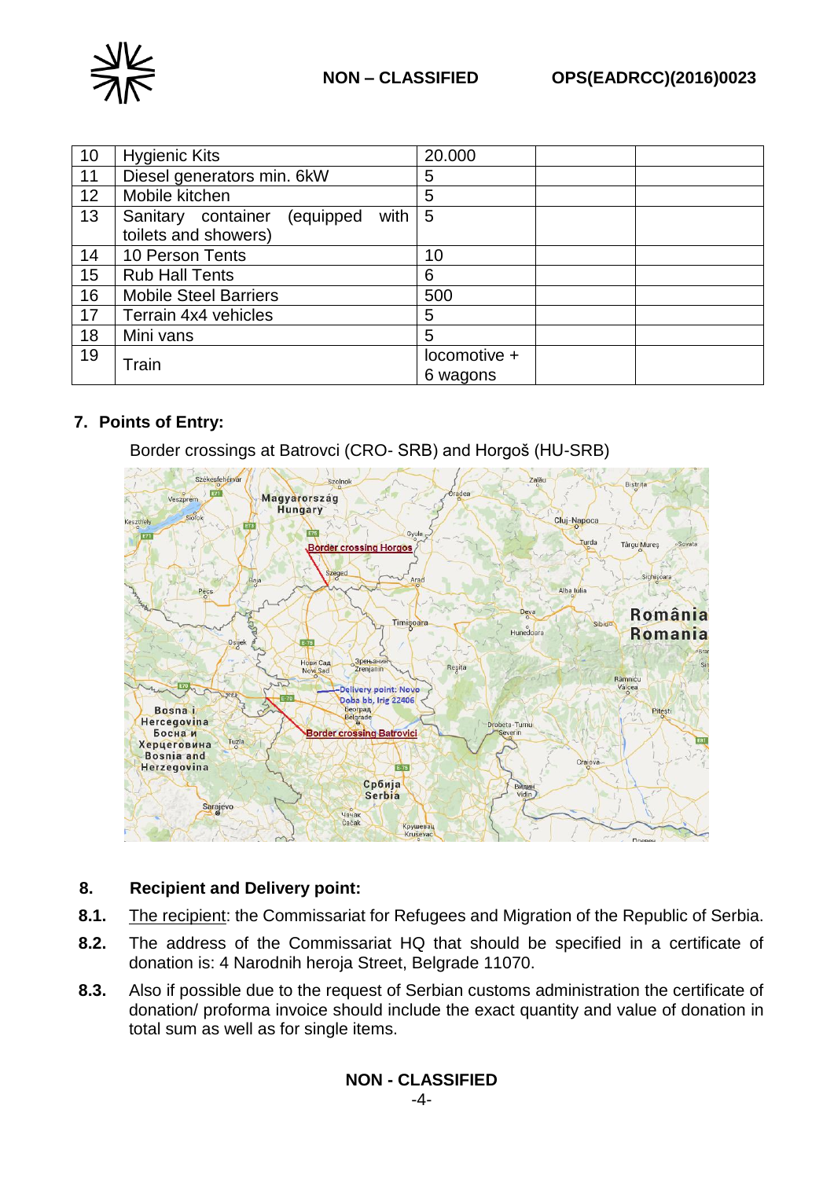| 10 | Hygienic Kits | 20.000 | | |
|---|---|---|---|---|
| 11 | Diesel generators min. 6kW | 5 | | |
| 12 | Mobile kitchen | 5 | | |
| 13 | Sanitary container (equipped with toilets and showers) | 5 | | |
| 14 | 10 Person Tents | 10 | | |
| 15 | Rub Hall Tents | 6 | | |
| 16 | Mobile Steel Barriers | 500 | | |
| 17 | Terrain 4x4 vehicles | 5 | | |
| 18 | Mini vans | 5 | | |
| 19 | Train | locomotive + 6 wagons | | |

## 7. Points of Entry:

Border crossings at Batrovci (CRO- SRB) and Horgoš (HU-SRB)

## 8. Recipient and Delivery point:

**8.1.** The recipient: the Commissariat for Refugees and Migration of the Republic of Serbia.

**8.2.** The address of the Commissariat HQ that should be specified in a certificate of donation is: 4 Narodnih heroja Street, Belgrade 11070.

**8.3.** Also if possible due to the request of Serbian customs administration the certificate of donation/ proforma invoice should include the exact quantity and value of donation in total sum as well as for single items.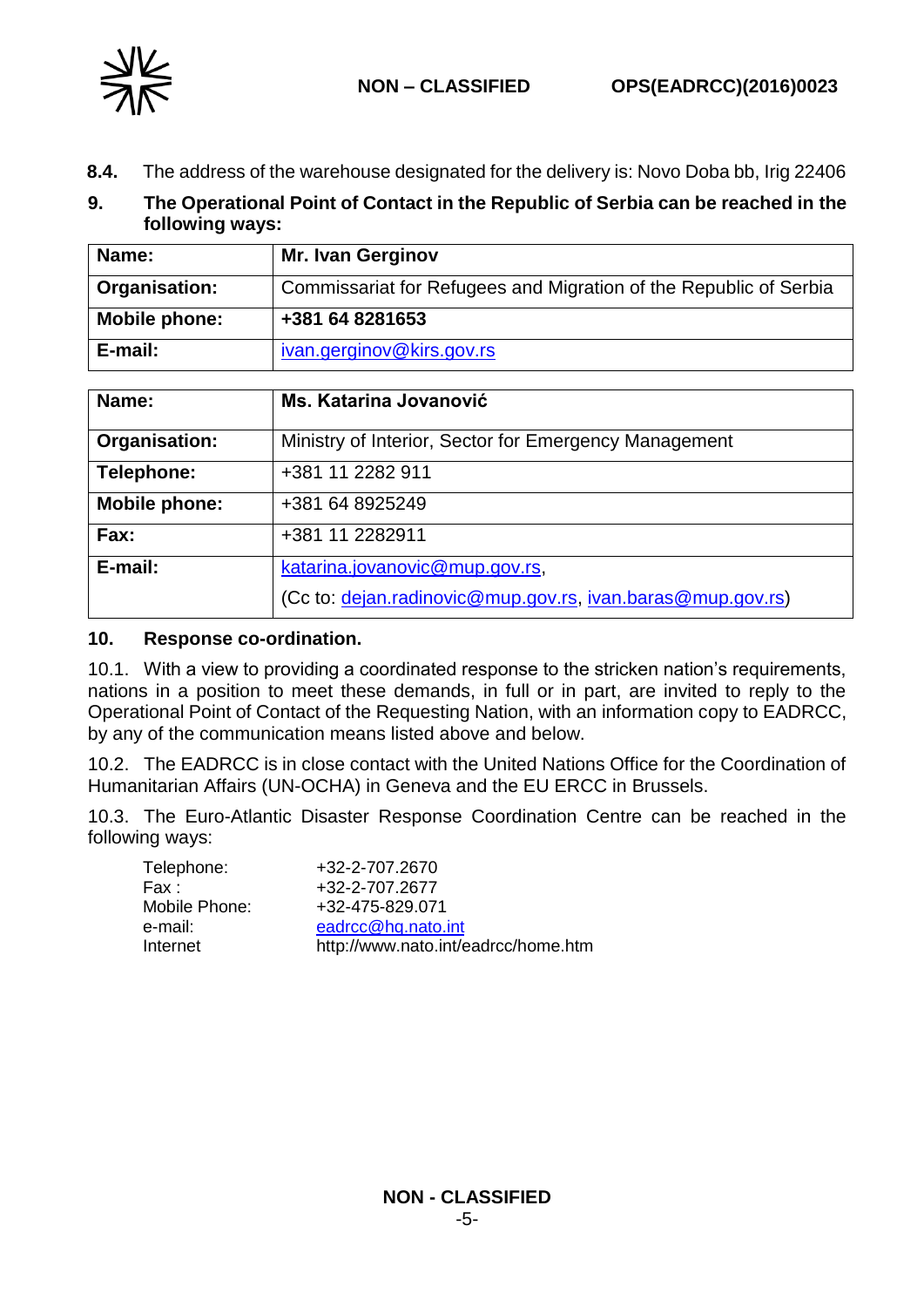**8.4.** The address of the warehouse designated for the delivery is: Novo Doba bb, Irig 22406

**9. The Operational Point of Contact in the Republic of Serbia can be reached in the following ways:**

| | |
|---|---|
| **Name:** | **Mr. Ivan Gerginov** |
| **Organisation:** | Commissariat for Refugees and Migration of the Republic of Serbia |
| **Mobile phone:** | **+381 64 8281653** |
| **E-mail:** | ivan.gerginov@kirs.gov.rs |

| | |
|---|---|
| **Name:** | **Ms. Katarina Jovanović** |
| **Organisation:** | Ministry of Interior, Sector for Emergency Management |
| **Telephone:** | +381 11 2282 911 |
| **Mobile phone:** | +381 64 8925249 |
| **Fax:** | +381 11 2282911 |
| **E-mail:** | katarina.jovanovic@mup.gov.rs, (Cc to: dejan.radinovic@mup.gov.rs, ivan.baras@mup.gov.rs) |

**10. Response co-ordination.**

10.1. With a view to providing a coordinated response to the stricken nation's requirements, nations in a position to meet these demands, in full or in part, are invited to reply to the Operational Point of Contact of the Requesting Nation, with an information copy to EADRCC, by any of the communication means listed above and below.

10.2. The EADRCC is in close contact with the United Nations Office for the Coordination of Humanitarian Affairs (UN-OCHA) in Geneva and the EU ERCC in Brussels.

10.3. The Euro-Atlantic Disaster Response Coordination Centre can be reached in the following ways:

| | |
|---|---|
| Telephone: | +32-2-707.2670 |
| Fax : | +32-2-707.2677 |
| Mobile Phone: | +32-475-829.071 |
| e-mail: | eadrcc@hq.nato.int |
| Internet | http://www.nato.int/eadrcc/home.htm |